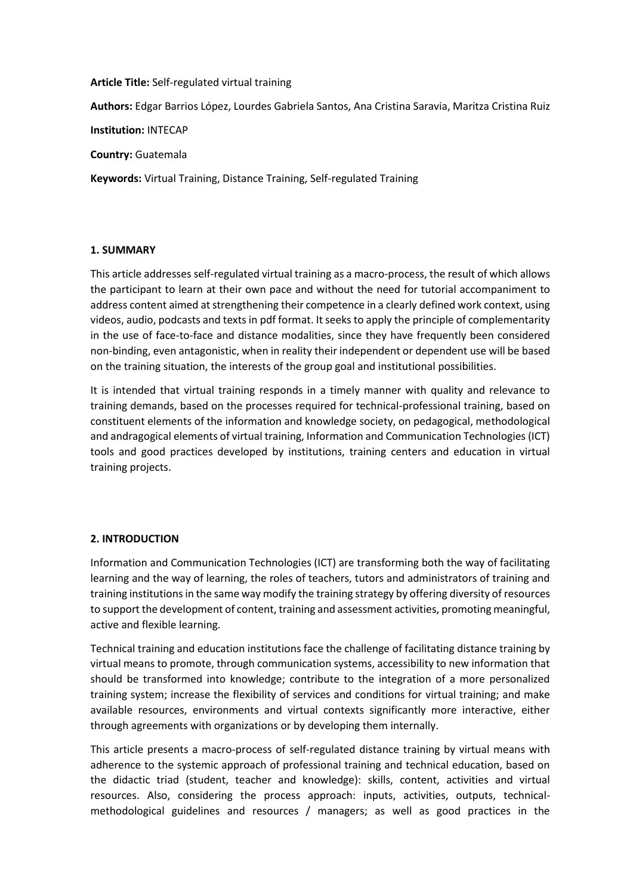**Article Title:** Self-regulated virtual training

**Authors:** Edgar Barrios López, Lourdes Gabriela Santos, Ana Cristina Saravia, Maritza Cristina Ruiz

**Institution:** INTECAP

**Country:** Guatemala

**Keywords:** Virtual Training, Distance Training, Self-regulated Training

## 1. SUMMARY

This article addresses self-regulated virtual training as a macro-process, the result of which allows the participant to learn at their own pace and without the need for tutorial accompaniment to address content aimed at strengthening their competence in a clearly defined work context, using videos, audio, podcasts and texts in pdf format. It seeks to apply the principle of complementarity in the use of face-to-face and distance modalities, since they have frequently been considered non-binding, even antagonistic, when in reality their independent or dependent use will be based on the training situation, the interests of the group goal and institutional possibilities.

It is intended that virtual training responds in a timely manner with quality and relevance to training demands, based on the processes required for technical-professional training, based on constituent elements of the information and knowledge society, on pedagogical, methodological and andragogical elements of virtual training, Information and Communication Technologies (ICT) tools and good practices developed by institutions, training centers and education in virtual training projects.

## 2. INTRODUCTION

Information and Communication Technologies (ICT) are transforming both the way of facilitating learning and the way of learning, the roles of teachers, tutors and administrators of training and training institutions in the same way modify the training strategy by offering diversity of resources to support the development of content, training and assessment activities, promoting meaningful, active and flexible learning.

Technical training and education institutions face the challenge of facilitating distance training by virtual means to promote, through communication systems, accessibility to new information that should be transformed into knowledge; contribute to the integration of a more personalized training system; increase the flexibility of services and conditions for virtual training; and make available resources, environments and virtual contexts significantly more interactive, either through agreements with organizations or by developing them internally.

This article presents a macro-process of self-regulated distance training by virtual means with adherence to the systemic approach of professional training and technical education, based on the didactic triad (student, teacher and knowledge): skills, content, activities and virtual resources. Also, considering the process approach: inputs, activities, outputs, technical-methodological guidelines and resources / managers; as well as good practices in the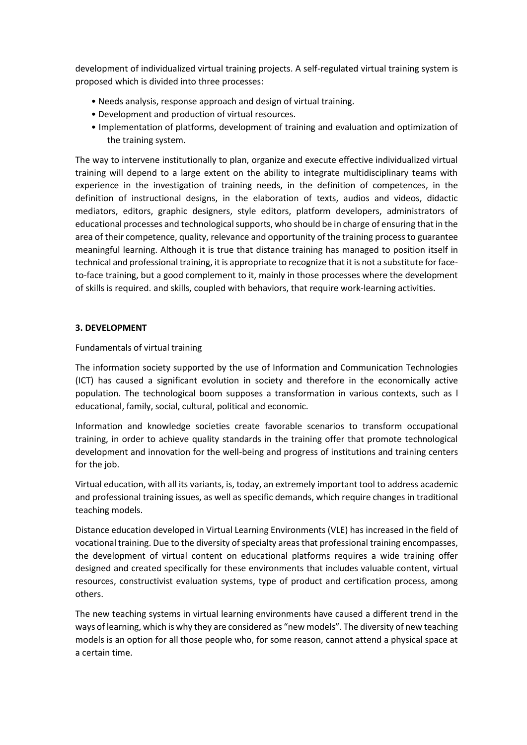development of individualized virtual training projects. A self-regulated virtual training system is proposed which is divided into three processes:

- Needs analysis, response approach and design of virtual training.
- Development and production of virtual resources.
- Implementation of platforms, development of training and evaluation and optimization of the training system.

The way to intervene institutionally to plan, organize and execute effective individualized virtual training will depend to a large extent on the ability to integrate multidisciplinary teams with experience in the investigation of training needs, in the definition of competences, in the definition of instructional designs, in the elaboration of texts, audios and videos, didactic mediators, editors, graphic designers, style editors, platform developers, administrators of educational processes and technological supports, who should be in charge of ensuring that in the area of their competence, quality, relevance and opportunity of the training process to guarantee meaningful learning. Although it is true that distance training has managed to position itself in technical and professional training, it is appropriate to recognize that it is not a substitute for face-to-face training, but a good complement to it, mainly in those processes where the development of skills is required. and skills, coupled with behaviors, that require work-learning activities.

## 3. DEVELOPMENT

Fundamentals of virtual training

The information society supported by the use of Information and Communication Technologies (ICT) has caused a significant evolution in society and therefore in the economically active population. The technological boom supposes a transformation in various contexts, such as l educational, family, social, cultural, political and economic.

Information and knowledge societies create favorable scenarios to transform occupational training, in order to achieve quality standards in the training offer that promote technological development and innovation for the well-being and progress of institutions and training centers for the job.

Virtual education, with all its variants, is, today, an extremely important tool to address academic and professional training issues, as well as specific demands, which require changes in traditional teaching models.

Distance education developed in Virtual Learning Environments (VLE) has increased in the field of vocational training. Due to the diversity of specialty areas that professional training encompasses, the development of virtual content on educational platforms requires a wide training offer designed and created specifically for these environments that includes valuable content, virtual resources, constructivist evaluation systems, type of product and certification process, among others.

The new teaching systems in virtual learning environments have caused a different trend in the ways of learning, which is why they are considered as "new models". The diversity of new teaching models is an option for all those people who, for some reason, cannot attend a physical space at a certain time.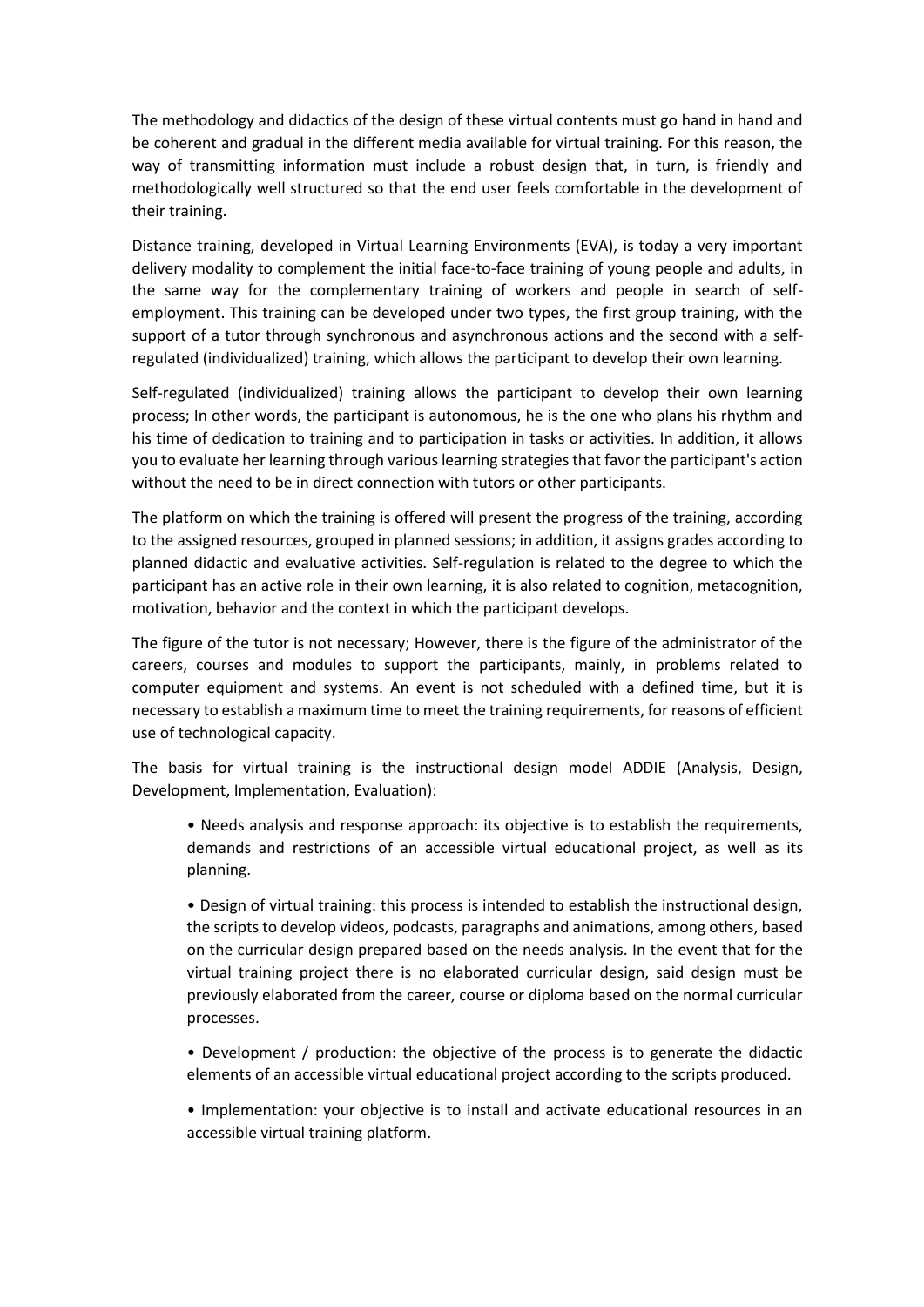The methodology and didactics of the design of these virtual contents must go hand in hand and be coherent and gradual in the different media available for virtual training. For this reason, the way of transmitting information must include a robust design that, in turn, is friendly and methodologically well structured so that the end user feels comfortable in the development of their training.

Distance training, developed in Virtual Learning Environments (EVA), is today a very important delivery modality to complement the initial face-to-face training of young people and adults, in the same way for the complementary training of workers and people in search of self-employment. This training can be developed under two types, the first group training, with the support of a tutor through synchronous and asynchronous actions and the second with a self-regulated (individualized) training, which allows the participant to develop their own learning.

Self-regulated (individualized) training allows the participant to develop their own learning process; In other words, the participant is autonomous, he is the one who plans his rhythm and his time of dedication to training and to participation in tasks or activities. In addition, it allows you to evaluate her learning through various learning strategies that favor the participant's action without the need to be in direct connection with tutors or other participants.

The platform on which the training is offered will present the progress of the training, according to the assigned resources, grouped in planned sessions; in addition, it assigns grades according to planned didactic and evaluative activities. Self-regulation is related to the degree to which the participant has an active role in their own learning, it is also related to cognition, metacognition, motivation, behavior and the context in which the participant develops.

The figure of the tutor is not necessary; However, there is the figure of the administrator of the careers, courses and modules to support the participants, mainly, in problems related to computer equipment and systems. An event is not scheduled with a defined time, but it is necessary to establish a maximum time to meet the training requirements, for reasons of efficient use of technological capacity.

The basis for virtual training is the instructional design model ADDIE (Analysis, Design, Development, Implementation, Evaluation):

- Needs analysis and response approach: its objective is to establish the requirements, demands and restrictions of an accessible virtual educational project, as well as its planning.
- Design of virtual training: this process is intended to establish the instructional design, the scripts to develop videos, podcasts, paragraphs and animations, among others, based on the curricular design prepared based on the needs analysis. In the event that for the virtual training project there is no elaborated curricular design, said design must be previously elaborated from the career, course or diploma based on the normal curricular processes.
- Development / production: the objective of the process is to generate the didactic elements of an accessible virtual educational project according to the scripts produced.
- Implementation: your objective is to install and activate educational resources in an accessible virtual training platform.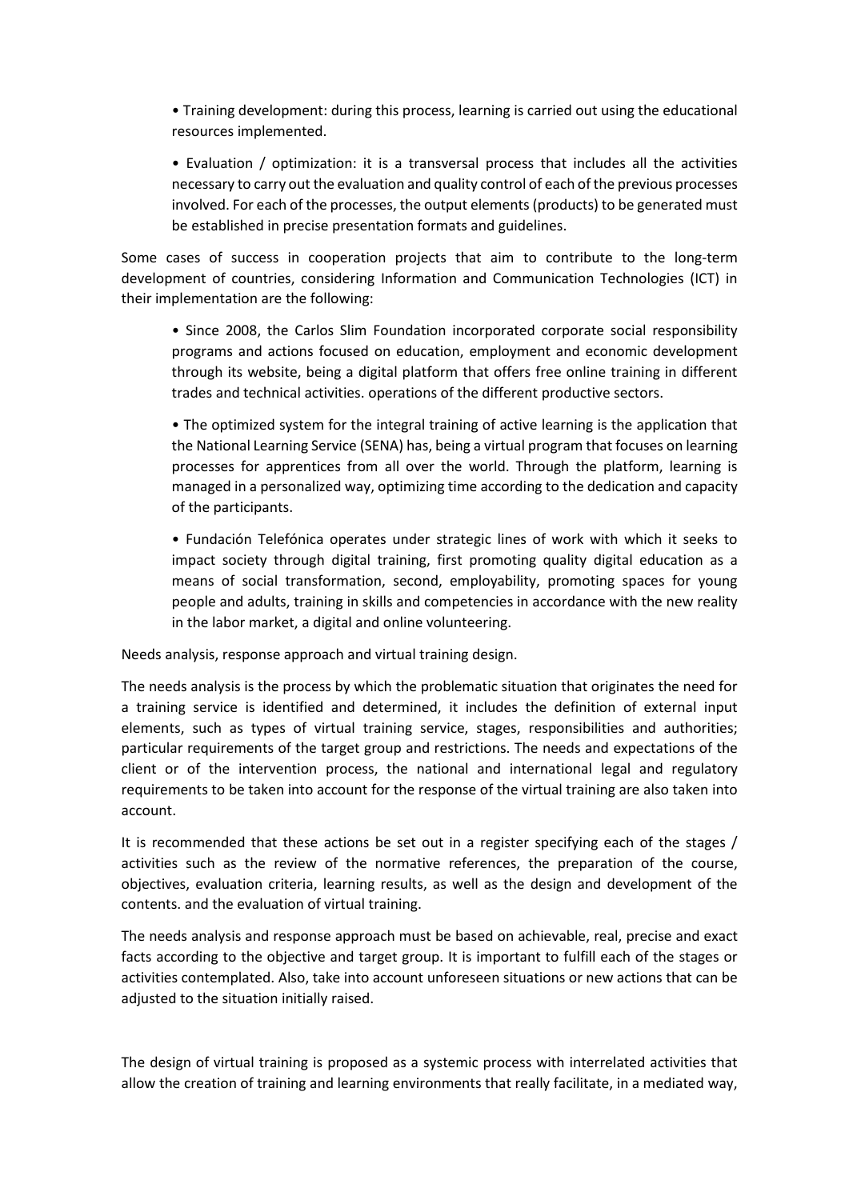- Training development: during this process, learning is carried out using the educational resources implemented.

- Evaluation / optimization: it is a transversal process that includes all the activities necessary to carry out the evaluation and quality control of each of the previous processes involved. For each of the processes, the output elements (products) to be generated must be established in precise presentation formats and guidelines.

Some cases of success in cooperation projects that aim to contribute to the long-term development of countries, considering Information and Communication Technologies (ICT) in their implementation are the following:

- Since 2008, the Carlos Slim Foundation incorporated corporate social responsibility programs and actions focused on education, employment and economic development through its website, being a digital platform that offers free online training in different trades and technical activities. operations of the different productive sectors.

- The optimized system for the integral training of active learning is the application that the National Learning Service (SENA) has, being a virtual program that focuses on learning processes for apprentices from all over the world. Through the platform, learning is managed in a personalized way, optimizing time according to the dedication and capacity of the participants.

- Fundación Telefónica operates under strategic lines of work with which it seeks to impact society through digital training, first promoting quality digital education as a means of social transformation, second, employability, promoting spaces for young people and adults, training in skills and competencies in accordance with the new reality in the labor market, a digital and online volunteering.

Needs analysis, response approach and virtual training design.

The needs analysis is the process by which the problematic situation that originates the need for a training service is identified and determined, it includes the definition of external input elements, such as types of virtual training service, stages, responsibilities and authorities; particular requirements of the target group and restrictions. The needs and expectations of the client or of the intervention process, the national and international legal and regulatory requirements to be taken into account for the response of the virtual training are also taken into account.

It is recommended that these actions be set out in a register specifying each of the stages / activities such as the review of the normative references, the preparation of the course, objectives, evaluation criteria, learning results, as well as the design and development of the contents. and the evaluation of virtual training.

The needs analysis and response approach must be based on achievable, real, precise and exact facts according to the objective and target group. It is important to fulfill each of the stages or activities contemplated. Also, take into account unforeseen situations or new actions that can be adjusted to the situation initially raised.

The design of virtual training is proposed as a systemic process with interrelated activities that allow the creation of training and learning environments that really facilitate, in a mediated way,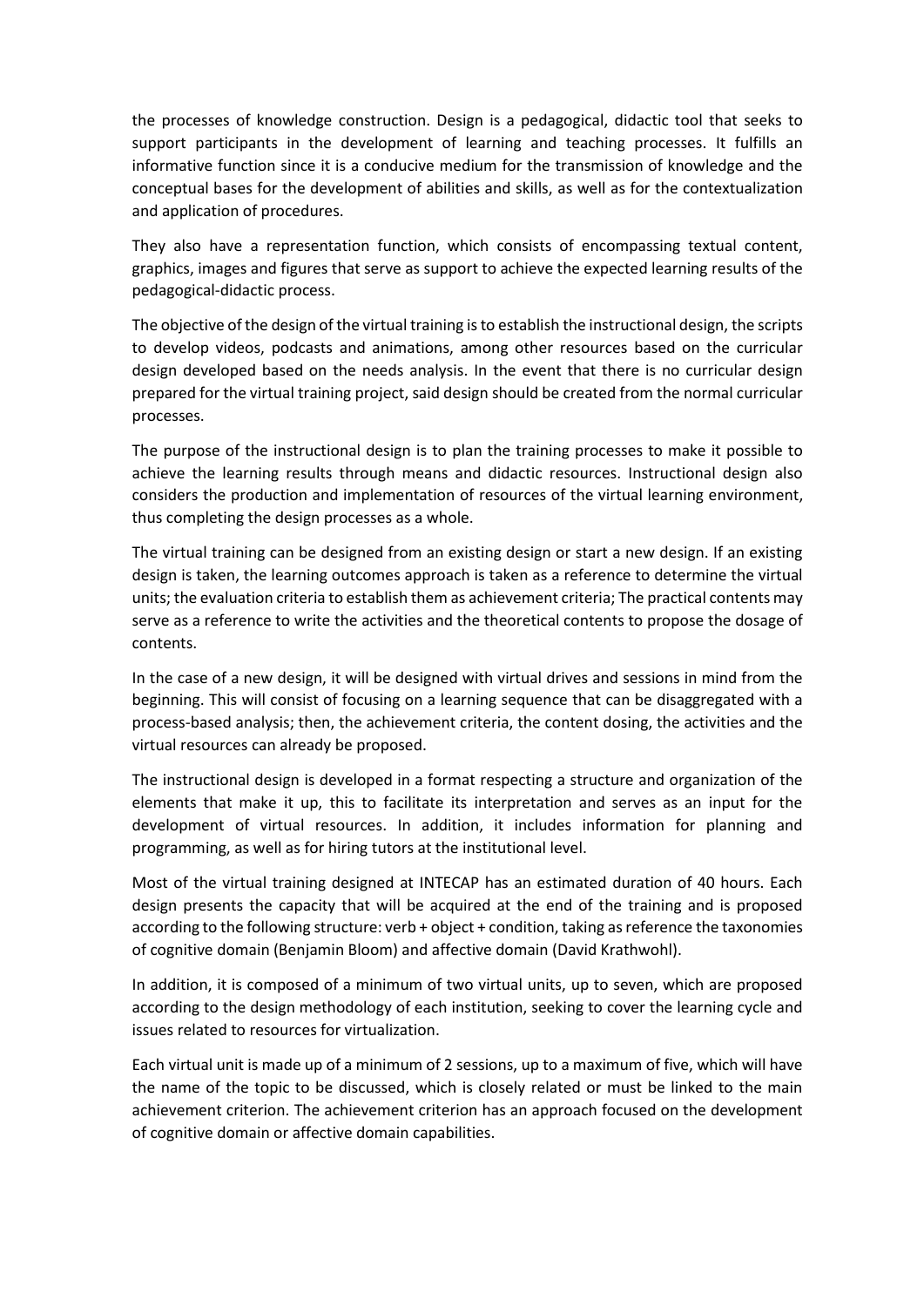the processes of knowledge construction. Design is a pedagogical, didactic tool that seeks to support participants in the development of learning and teaching processes. It fulfills an informative function since it is a conducive medium for the transmission of knowledge and the conceptual bases for the development of abilities and skills, as well as for the contextualization and application of procedures.

They also have a representation function, which consists of encompassing textual content, graphics, images and figures that serve as support to achieve the expected learning results of the pedagogical-didactic process.

The objective of the design of the virtual training is to establish the instructional design, the scripts to develop videos, podcasts and animations, among other resources based on the curricular design developed based on the needs analysis. In the event that there is no curricular design prepared for the virtual training project, said design should be created from the normal curricular processes.

The purpose of the instructional design is to plan the training processes to make it possible to achieve the learning results through means and didactic resources. Instructional design also considers the production and implementation of resources of the virtual learning environment, thus completing the design processes as a whole.

The virtual training can be designed from an existing design or start a new design. If an existing design is taken, the learning outcomes approach is taken as a reference to determine the virtual units; the evaluation criteria to establish them as achievement criteria; The practical contents may serve as a reference to write the activities and the theoretical contents to propose the dosage of contents.

In the case of a new design, it will be designed with virtual drives and sessions in mind from the beginning. This will consist of focusing on a learning sequence that can be disaggregated with a process-based analysis; then, the achievement criteria, the content dosing, the activities and the virtual resources can already be proposed.

The instructional design is developed in a format respecting a structure and organization of the elements that make it up, this to facilitate its interpretation and serves as an input for the development of virtual resources. In addition, it includes information for planning and programming, as well as for hiring tutors at the institutional level.

Most of the virtual training designed at INTECAP has an estimated duration of 40 hours. Each design presents the capacity that will be acquired at the end of the training and is proposed according to the following structure: verb + object + condition, taking as reference the taxonomies of cognitive domain (Benjamin Bloom) and affective domain (David Krathwohl).

In addition, it is composed of a minimum of two virtual units, up to seven, which are proposed according to the design methodology of each institution, seeking to cover the learning cycle and issues related to resources for virtualization.

Each virtual unit is made up of a minimum of 2 sessions, up to a maximum of five, which will have the name of the topic to be discussed, which is closely related or must be linked to the main achievement criterion. The achievement criterion has an approach focused on the development of cognitive domain or affective domain capabilities.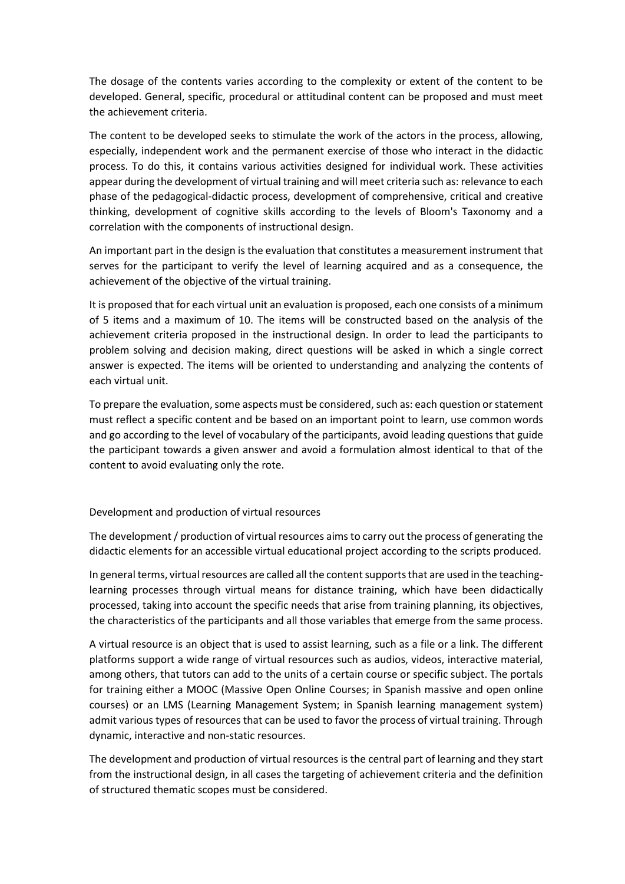The dosage of the contents varies according to the complexity or extent of the content to be developed. General, specific, procedural or attitudinal content can be proposed and must meet the achievement criteria.

The content to be developed seeks to stimulate the work of the actors in the process, allowing, especially, independent work and the permanent exercise of those who interact in the didactic process. To do this, it contains various activities designed for individual work. These activities appear during the development of virtual training and will meet criteria such as: relevance to each phase of the pedagogical-didactic process, development of comprehensive, critical and creative thinking, development of cognitive skills according to the levels of Bloom's Taxonomy and a correlation with the components of instructional design.

An important part in the design is the evaluation that constitutes a measurement instrument that serves for the participant to verify the level of learning acquired and as a consequence, the achievement of the objective of the virtual training.

It is proposed that for each virtual unit an evaluation is proposed, each one consists of a minimum of 5 items and a maximum of 10. The items will be constructed based on the analysis of the achievement criteria proposed in the instructional design. In order to lead the participants to problem solving and decision making, direct questions will be asked in which a single correct answer is expected. The items will be oriented to understanding and analyzing the contents of each virtual unit.

To prepare the evaluation, some aspects must be considered, such as: each question or statement must reflect a specific content and be based on an important point to learn, use common words and go according to the level of vocabulary of the participants, avoid leading questions that guide the participant towards a given answer and avoid a formulation almost identical to that of the content to avoid evaluating only the rote.

## Development and production of virtual resources

The development / production of virtual resources aims to carry out the process of generating the didactic elements for an accessible virtual educational project according to the scripts produced.

In general terms, virtual resources are called all the content supports that are used in the teaching-learning processes through virtual means for distance training, which have been didactically processed, taking into account the specific needs that arise from training planning, its objectives, the characteristics of the participants and all those variables that emerge from the same process.

A virtual resource is an object that is used to assist learning, such as a file or a link. The different platforms support a wide range of virtual resources such as audios, videos, interactive material, among others, that tutors can add to the units of a certain course or specific subject. The portals for training either a MOOC (Massive Open Online Courses; in Spanish massive and open online courses) or an LMS (Learning Management System; in Spanish learning management system) admit various types of resources that can be used to favor the process of virtual training. Through dynamic, interactive and non-static resources.

The development and production of virtual resources is the central part of learning and they start from the instructional design, in all cases the targeting of achievement criteria and the definition of structured thematic scopes must be considered.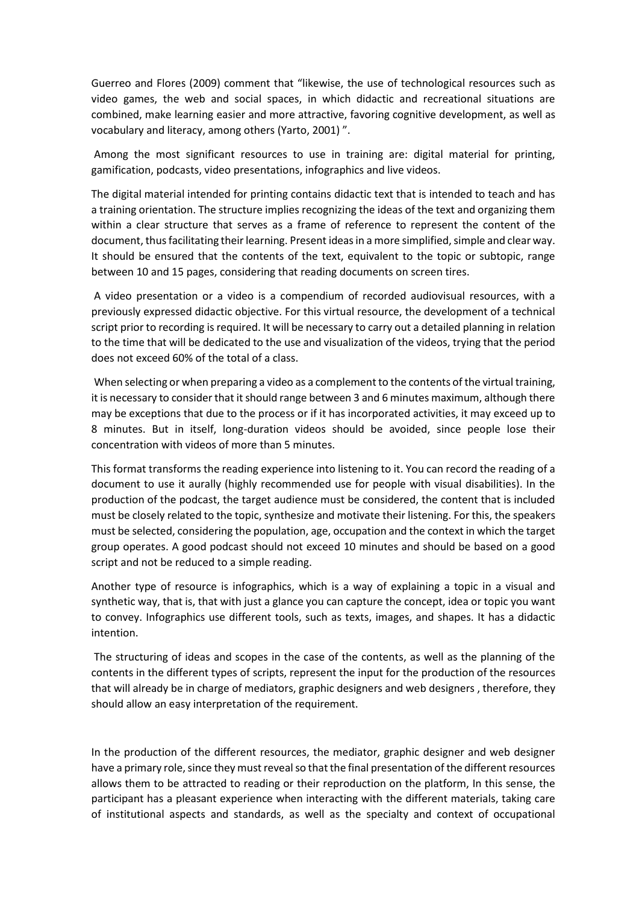Guerreo and Flores (2009) comment that “likewise, the use of technological resources such as video games, the web and social spaces, in which didactic and recreational situations are combined, make learning easier and more attractive, favoring cognitive development, as well as vocabulary and literacy, among others (Yarto, 2001) ”.

Among the most significant resources to use in training are: digital material for printing, gamification, podcasts, video presentations, infographics and live videos.

The digital material intended for printing contains didactic text that is intended to teach and has a training orientation. The structure implies recognizing the ideas of the text and organizing them within a clear structure that serves as a frame of reference to represent the content of the document, thus facilitating their learning. Present ideas in a more simplified, simple and clear way. It should be ensured that the contents of the text, equivalent to the topic or subtopic, range between 10 and 15 pages, considering that reading documents on screen tires.

A video presentation or a video is a compendium of recorded audiovisual resources, with a previously expressed didactic objective. For this virtual resource, the development of a technical script prior to recording is required. It will be necessary to carry out a detailed planning in relation to the time that will be dedicated to the use and visualization of the videos, trying that the period does not exceed 60% of the total of a class.

When selecting or when preparing a video as a complement to the contents of the virtual training, it is necessary to consider that it should range between 3 and 6 minutes maximum, although there may be exceptions that due to the process or if it has incorporated activities, it may exceed up to 8 minutes. But in itself, long-duration videos should be avoided, since people lose their concentration with videos of more than 5 minutes.

This format transforms the reading experience into listening to it. You can record the reading of a document to use it aurally (highly recommended use for people with visual disabilities). In the production of the podcast, the target audience must be considered, the content that is included must be closely related to the topic, synthesize and motivate their listening. For this, the speakers must be selected, considering the population, age, occupation and the context in which the target group operates. A good podcast should not exceed 10 minutes and should be based on a good script and not be reduced to a simple reading.

Another type of resource is infographics, which is a way of explaining a topic in a visual and synthetic way, that is, that with just a glance you can capture the concept, idea or topic you want to convey. Infographics use different tools, such as texts, images, and shapes. It has a didactic intention.

The structuring of ideas and scopes in the case of the contents, as well as the planning of the contents in the different types of scripts, represent the input for the production of the resources that will already be in charge of mediators, graphic designers and web designers , therefore, they should allow an easy interpretation of the requirement.

In the production of the different resources, the mediator, graphic designer and web designer have a primary role, since they must reveal so that the final presentation of the different resources allows them to be attracted to reading or their reproduction on the platform, In this sense, the participant has a pleasant experience when interacting with the different materials, taking care of institutional aspects and standards, as well as the specialty and context of occupational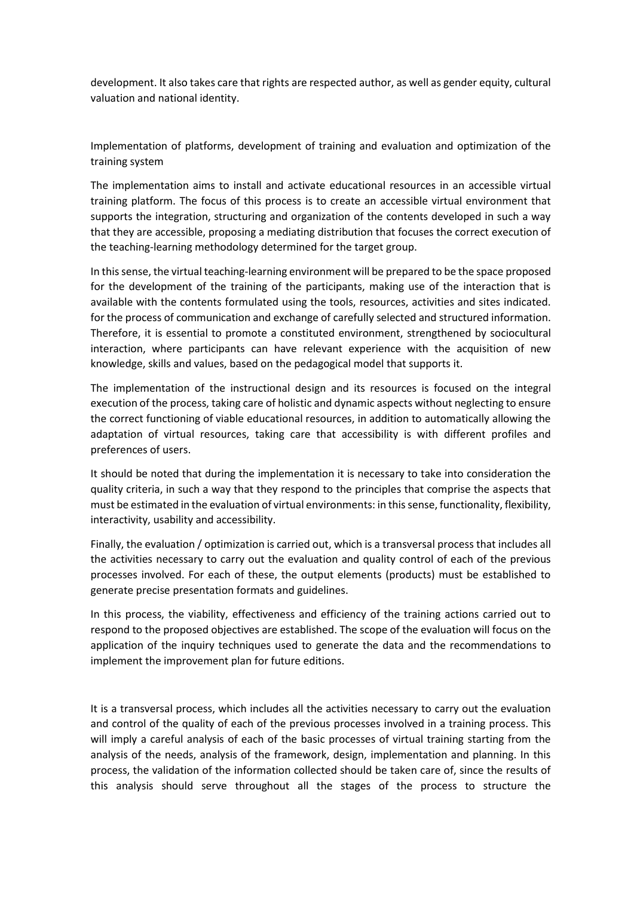development. It also takes care that rights are respected author, as well as gender equity, cultural valuation and national identity.

Implementation of platforms, development of training and evaluation and optimization of the training system

The implementation aims to install and activate educational resources in an accessible virtual training platform. The focus of this process is to create an accessible virtual environment that supports the integration, structuring and organization of the contents developed in such a way that they are accessible, proposing a mediating distribution that focuses the correct execution of the teaching-learning methodology determined for the target group.

In this sense, the virtual teaching-learning environment will be prepared to be the space proposed for the development of the training of the participants, making use of the interaction that is available with the contents formulated using the tools, resources, activities and sites indicated. for the process of communication and exchange of carefully selected and structured information. Therefore, it is essential to promote a constituted environment, strengthened by sociocultural interaction, where participants can have relevant experience with the acquisition of new knowledge, skills and values, based on the pedagogical model that supports it.

The implementation of the instructional design and its resources is focused on the integral execution of the process, taking care of holistic and dynamic aspects without neglecting to ensure the correct functioning of viable educational resources, in addition to automatically allowing the adaptation of virtual resources, taking care that accessibility is with different profiles and preferences of users.

It should be noted that during the implementation it is necessary to take into consideration the quality criteria, in such a way that they respond to the principles that comprise the aspects that must be estimated in the evaluation of virtual environments: in this sense, functionality, flexibility, interactivity, usability and accessibility.

Finally, the evaluation / optimization is carried out, which is a transversal process that includes all the activities necessary to carry out the evaluation and quality control of each of the previous processes involved. For each of these, the output elements (products) must be established to generate precise presentation formats and guidelines.

In this process, the viability, effectiveness and efficiency of the training actions carried out to respond to the proposed objectives are established. The scope of the evaluation will focus on the application of the inquiry techniques used to generate the data and the recommendations to implement the improvement plan for future editions.

It is a transversal process, which includes all the activities necessary to carry out the evaluation and control of the quality of each of the previous processes involved in a training process. This will imply a careful analysis of each of the basic processes of virtual training starting from the analysis of the needs, analysis of the framework, design, implementation and planning. In this process, the validation of the information collected should be taken care of, since the results of this analysis should serve throughout all the stages of the process to structure the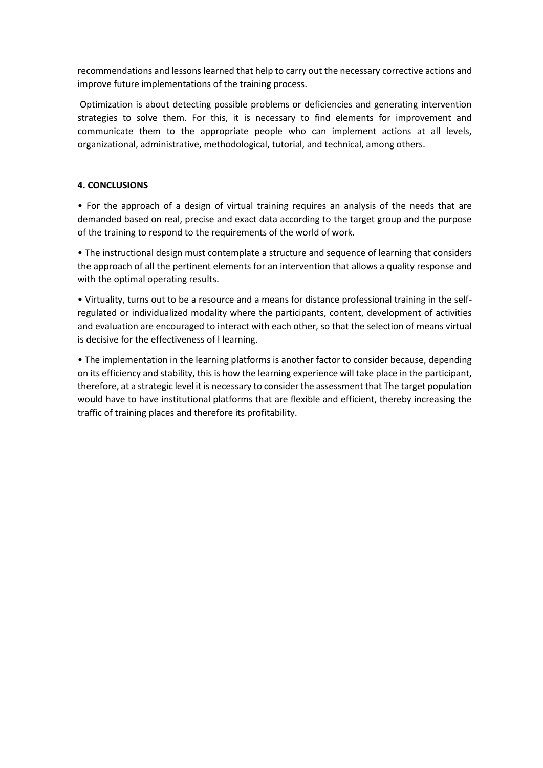recommendations and lessons learned that help to carry out the necessary corrective actions and improve future implementations of the training process.

Optimization is about detecting possible problems or deficiencies and generating intervention strategies to solve them. For this, it is necessary to find elements for improvement and communicate them to the appropriate people who can implement actions at all levels, organizational, administrative, methodological, tutorial, and technical, among others.

## 4. CONCLUSIONS

• For the approach of a design of virtual training requires an analysis of the needs that are demanded based on real, precise and exact data according to the target group and the purpose of the training to respond to the requirements of the world of work.

• The instructional design must contemplate a structure and sequence of learning that considers the approach of all the pertinent elements for an intervention that allows a quality response and with the optimal operating results.

• Virtuality, turns out to be a resource and a means for distance professional training in the self-regulated or individualized modality where the participants, content, development of activities and evaluation are encouraged to interact with each other, so that the selection of means virtual is decisive for the effectiveness of l learning.

• The implementation in the learning platforms is another factor to consider because, depending on its efficiency and stability, this is how the learning experience will take place in the participant, therefore, at a strategic level it is necessary to consider the assessment that The target population would have to have institutional platforms that are flexible and efficient, thereby increasing the traffic of training places and therefore its profitability.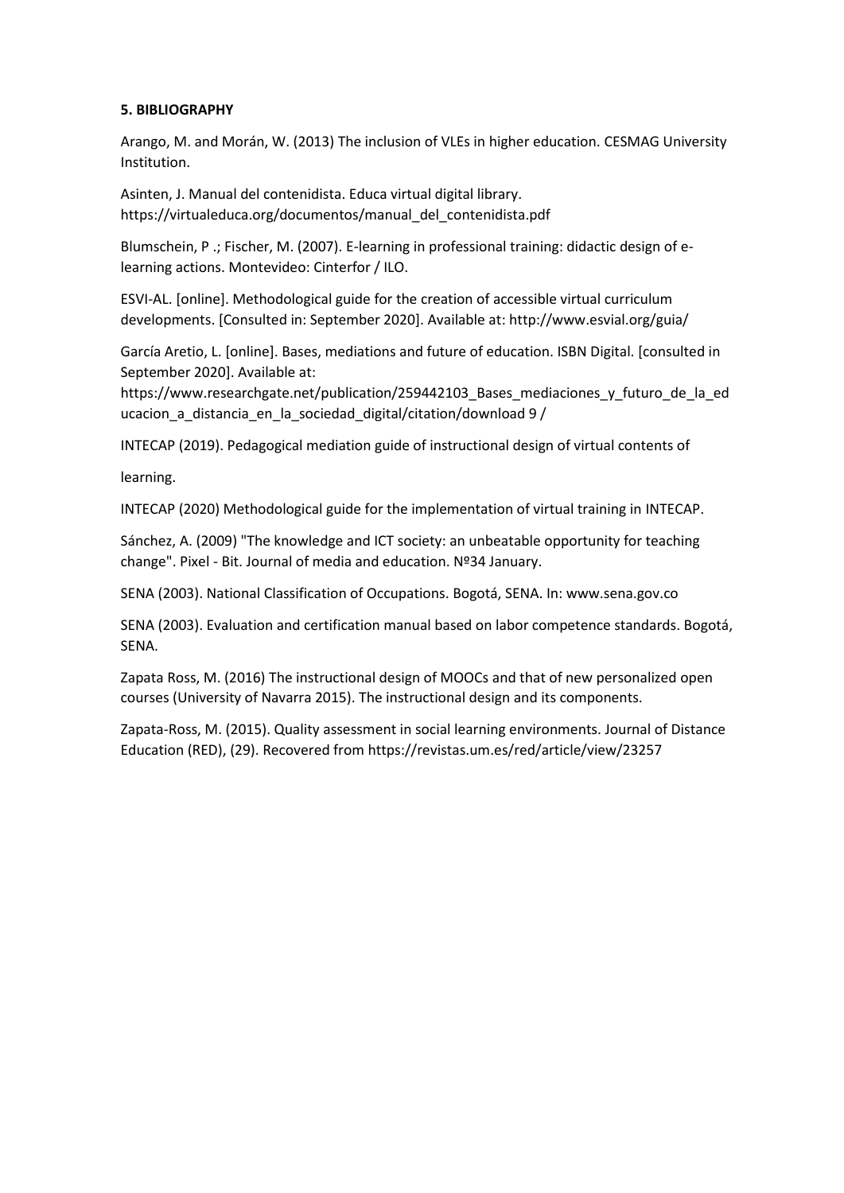**5. BIBLIOGRAPHY**

Arango, M. and Morán, W. (2013) The inclusion of VLEs in higher education. CESMAG University Institution.

Asinten, J. Manual del contenidista. Educa virtual digital library. https://virtualeduca.org/documentos/manual_del_contenidista.pdf

Blumschein, P .; Fischer, M. (2007). E-learning in professional training: didactic design of e-learning actions. Montevideo: Cinterfor / ILO.

ESVI-AL. [online]. Methodological guide for the creation of accessible virtual curriculum developments. [Consulted in: September 2020]. Available at: http://www.esvial.org/guia/

García Aretio, L. [online]. Bases, mediations and future of education. ISBN Digital. [consulted in September 2020]. Available at: https://www.researchgate.net/publication/259442103_Bases_mediaciones_y_futuro_de_la_educacion_a_distancia_en_la_sociedad_digital/citation/download 9 /

INTECAP (2019). Pedagogical mediation guide of instructional design of virtual contents of

learning.

INTECAP (2020) Methodological guide for the implementation of virtual training in INTECAP.

Sánchez, A. (2009) "The knowledge and ICT society: an unbeatable opportunity for teaching change". Pixel - Bit. Journal of media and education. Nº34 January.

SENA (2003). National Classification of Occupations. Bogotá, SENA. In: www.sena.gov.co

SENA (2003). Evaluation and certification manual based on labor competence standards. Bogotá, SENA.

Zapata Ross, M. (2016) The instructional design of MOOCs and that of new personalized open courses (University of Navarra 2015). The instructional design and its components.

Zapata-Ross, M. (2015). Quality assessment in social learning environments. Journal of Distance Education (RED), (29). Recovered from https://revistas.um.es/red/article/view/23257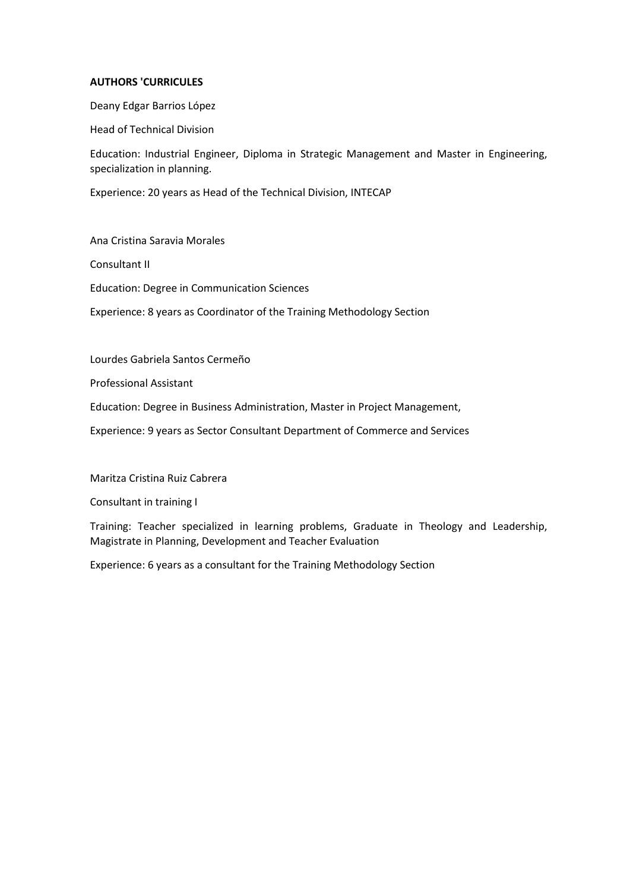**AUTHORS 'CURRICULES**

Deany Edgar Barrios López

Head of Technical Division

Education: Industrial Engineer, Diploma in Strategic Management and Master in Engineering, specialization in planning.

Experience: 20 years as Head of the Technical Division, INTECAP

Ana Cristina Saravia Morales

Consultant II

Education: Degree in Communication Sciences

Experience: 8 years as Coordinator of the Training Methodology Section

Lourdes Gabriela Santos Cermeño

Professional Assistant

Education: Degree in Business Administration, Master in Project Management,

Experience: 9 years as Sector Consultant Department of Commerce and Services

Maritza Cristina Ruiz Cabrera

Consultant in training I

Training: Teacher specialized in learning problems, Graduate in Theology and Leadership, Magistrate in Planning, Development and Teacher Evaluation

Experience: 6 years as a consultant for the Training Methodology Section